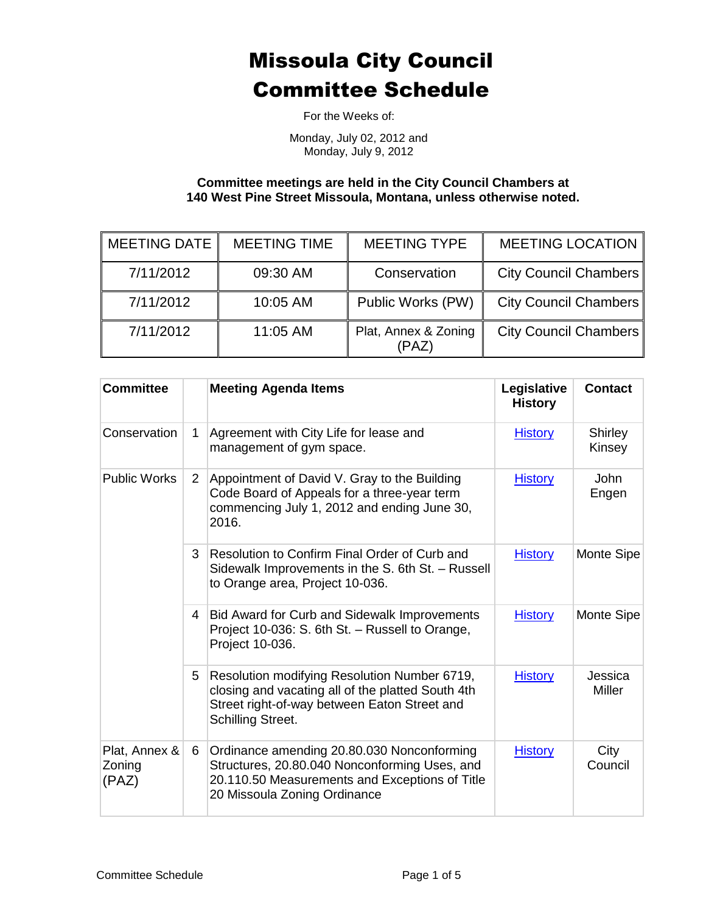# Missoula City Council Committee Schedule

For the Weeks of:

Monday, July 02, 2012 and
Monday, July 9, 2012

**Committee meetings are held in the City Council Chambers at 140 West Pine Street Missoula, Montana, unless otherwise noted.**

| MEETING DATE | MEETING TIME | MEETING TYPE | MEETING LOCATION |
|---|---|---|---|
| 7/11/2012 | 09:30 AM | Conservation | City Council Chambers |
| 7/11/2012 | 10:05 AM | Public Works (PW) | City Council Chambers |
| 7/11/2012 | 11:05 AM | Plat, Annex & Zoning (PAZ) | City Council Chambers |

| Committee | | Meeting Agenda Items | Legislative History | Contact |
|---|---|---|---|---|
| Conservation | 1 | Agreement with City Life for lease and management of gym space. | History | Shirley Kinsey |
| Public Works | 2 | Appointment of David V. Gray to the Building Code Board of Appeals for a three-year term commencing July 1, 2012 and ending June 30, 2016. | History | John Engen |
| | 3 | Resolution to Confirm Final Order of Curb and Sidewalk Improvements in the S. 6th St. – Russell to Orange area, Project 10-036. | History | Monte Sipe |
| | 4 | Bid Award for Curb and Sidewalk Improvements Project 10-036: S. 6th St. – Russell to Orange, Project 10-036. | History | Monte Sipe |
| | 5 | Resolution modifying Resolution Number 6719, closing and vacating all of the platted South 4th Street right-of-way between Eaton Street and Schilling Street. | History | Jessica Miller |
| Plat, Annex & Zoning (PAZ) | 6 | Ordinance amending 20.80.030 Nonconforming Structures, 20.80.040 Nonconforming Uses, and 20.110.50 Measurements and Exceptions of Title 20 Missoula Zoning Ordinance | History | City Council |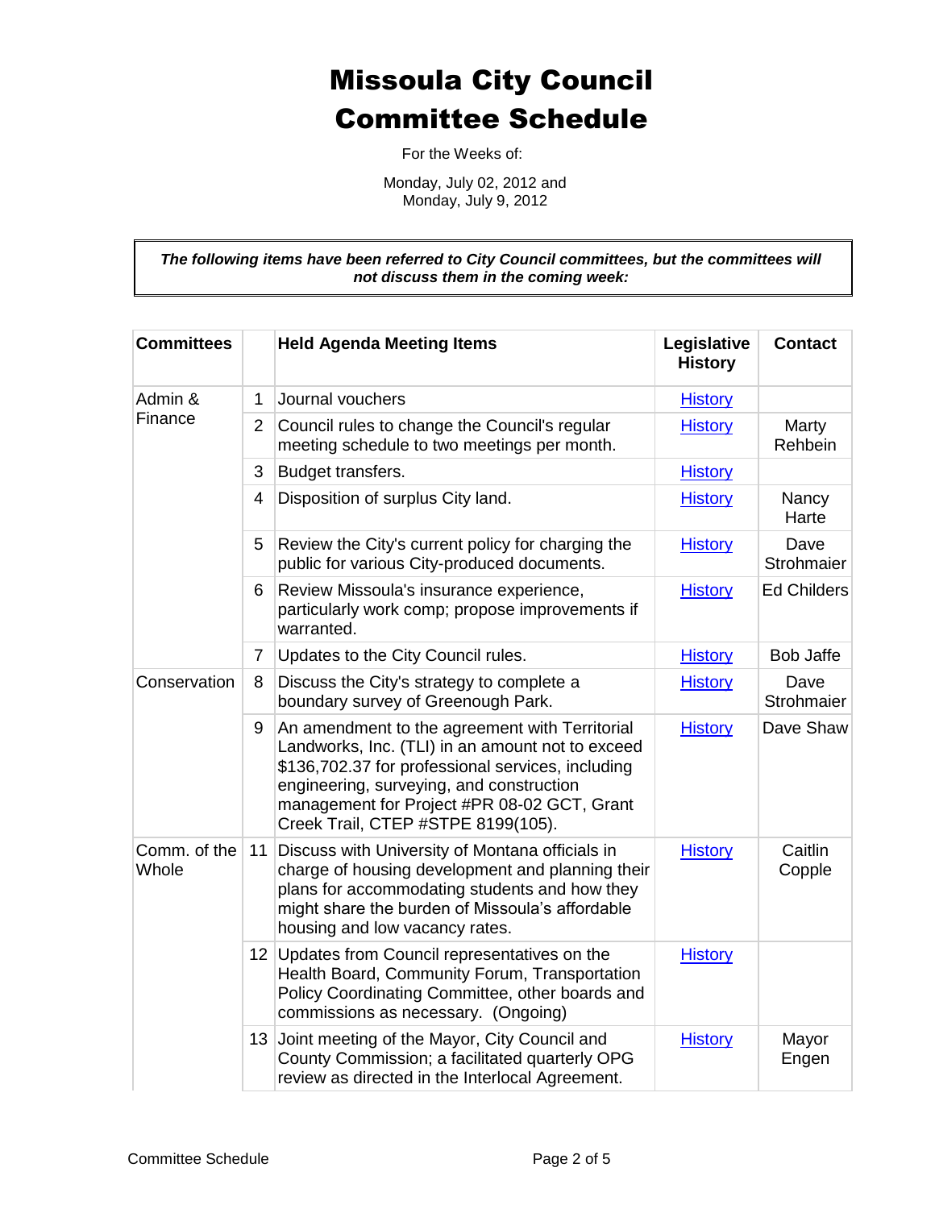# Missoula City Council Committee Schedule

For the Weeks of:

Monday, July 02, 2012 and
Monday, July 9, 2012

***The following items have been referred to City Council committees, but the committees will not discuss them in the coming week:***

| Committees | | Held Agenda Meeting Items | Legislative History | Contact |
|---|---|---|---|---|
| Admin & Finance | 1 | Journal vouchers | History | |
| | 2 | Council rules to change the Council's regular meeting schedule to two meetings per month. | History | Marty Rehbein |
| | 3 | Budget transfers. | History | |
| | 4 | Disposition of surplus City land. | History | Nancy Harte |
| | 5 | Review the City's current policy for charging the public for various City-produced documents. | History | Dave Strohmaier |
| | 6 | Review Missoula's insurance experience, particularly work comp; propose improvements if warranted. | History | Ed Childers |
| | 7 | Updates to the City Council rules. | History | Bob Jaffe |
| Conservation | 8 | Discuss the City's strategy to complete a boundary survey of Greenough Park. | History | Dave Strohmaier |
| | 9 | An amendment to the agreement with Territorial Landworks, Inc. (TLI) in an amount not to exceed $136,702.37 for professional services, including engineering, surveying, and construction management for Project #PR 08-02 GCT, Grant Creek Trail, CTEP #STPE 8199(105). | History | Dave Shaw |
| Comm. of the Whole | 11 | Discuss with University of Montana officials in charge of housing development and planning their plans for accommodating students and how they might share the burden of Missoula's affordable housing and low vacancy rates. | History | Caitlin Copple |
| | 12 | Updates from Council representatives on the Health Board, Community Forum, Transportation Policy Coordinating Committee, other boards and commissions as necessary. (Ongoing) | History | |
| | 13 | Joint meeting of the Mayor, City Council and County Commission; a facilitated quarterly OPG review as directed in the Interlocal Agreement. | History | Mayor Engen |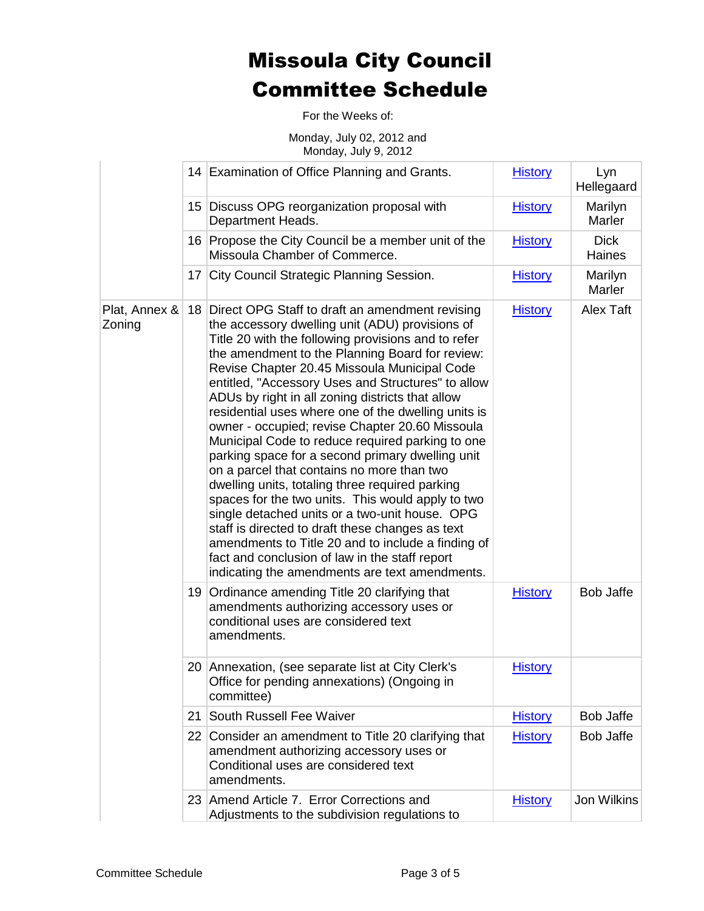# Missoula City Council Committee Schedule

For the Weeks of:

Monday, July 02, 2012 and
Monday, July 9, 2012

| Committee | # | Item | History | Sponsor |
|---|---|---|---|---|
| | 14 | Examination of Office Planning and Grants. | History | Lyn Hellegaard |
| | 15 | Discuss OPG reorganization proposal with Department Heads. | History | Marilyn Marler |
| | 16 | Propose the City Council be a member unit of the Missoula Chamber of Commerce. | History | Dick Haines |
| | 17 | City Council Strategic Planning Session. | History | Marilyn Marler |
| Plat, Annex & Zoning | 18 | Direct OPG Staff to draft an amendment revising the accessory dwelling unit (ADU) provisions of Title 20 with the following provisions and to refer the amendment to the Planning Board for review: Revise Chapter 20.45 Missoula Municipal Code entitled, "Accessory Uses and Structures" to allow ADUs by right in all zoning districts that allow residential uses where one of the dwelling units is owner - occupied; revise Chapter 20.60 Missoula Municipal Code to reduce required parking to one parking space for a second primary dwelling unit on a parcel that contains no more than two dwelling units, totaling three required parking spaces for the two units. This would apply to two single detached units or a two-unit house. OPG staff is directed to draft these changes as text amendments to Title 20 and to include a finding of fact and conclusion of law in the staff report indicating the amendments are text amendments. | History | Alex Taft |
| | 19 | Ordinance amending Title 20 clarifying that amendments authorizing accessory uses or conditional uses are considered text amendments. | History | Bob Jaffe |
| | 20 | Annexation, (see separate list at City Clerk's Office for pending annexations) (Ongoing in committee) | History | |
| | 21 | South Russell Fee Waiver | History | Bob Jaffe |
| | 22 | Consider an amendment to Title 20 clarifying that amendment authorizing accessory uses or Conditional uses are considered text amendments. | History | Bob Jaffe |
| | 23 | Amend Article 7. Error Corrections and Adjustments to the subdivision regulations to | History | Jon Wilkins |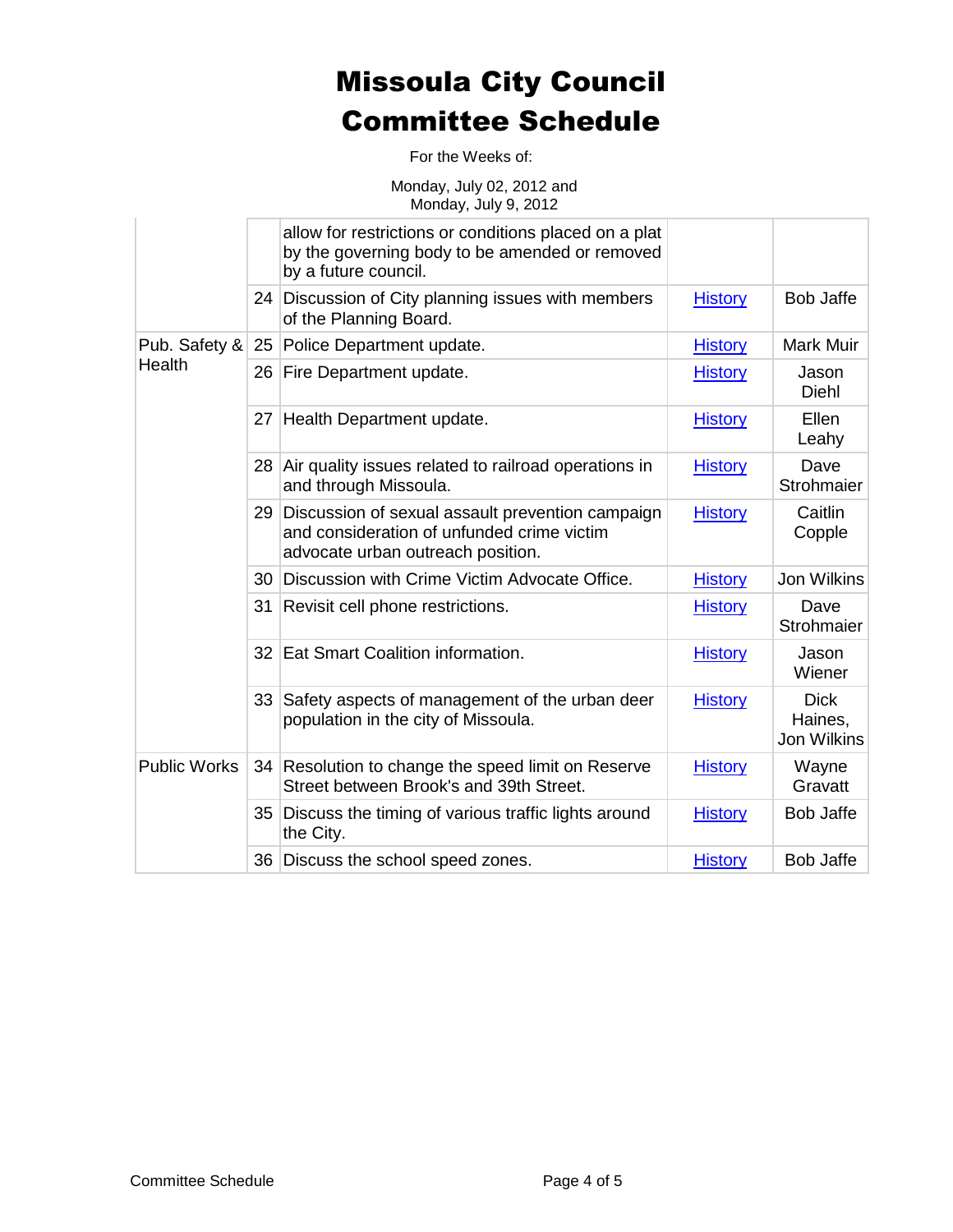# Missoula City Council
# Committee Schedule

For the Weeks of:

Monday, July 02, 2012 and
Monday, July 9, 2012

| | | | | |
|---|---|---|---|---|
| | | allow for restrictions or conditions placed on a plat by the governing body to be amended or removed by a future council. | | |
| | 24 | Discussion of City planning issues with members of the Planning Board. | History | Bob Jaffe |
| Pub. Safety & Health | 25 | Police Department update. | History | Mark Muir |
| | 26 | Fire Department update. | History | Jason Diehl |
| | 27 | Health Department update. | History | Ellen Leahy |
| | 28 | Air quality issues related to railroad operations in and through Missoula. | History | Dave Strohmaier |
| | 29 | Discussion of sexual assault prevention campaign and consideration of unfunded crime victim advocate urban outreach position. | History | Caitlin Copple |
| | 30 | Discussion with Crime Victim Advocate Office. | History | Jon Wilkins |
| | 31 | Revisit cell phone restrictions. | History | Dave Strohmaier |
| | 32 | Eat Smart Coalition information. | History | Jason Wiener |
| | 33 | Safety aspects of management of the urban deer population in the city of Missoula. | History | Dick Haines, Jon Wilkins |
| Public Works | 34 | Resolution to change the speed limit on Reserve Street between Brook's and 39th Street. | History | Wayne Gravatt |
| | 35 | Discuss the timing of various traffic lights around the City. | History | Bob Jaffe |
| | 36 | Discuss the school speed zones. | History | Bob Jaffe |